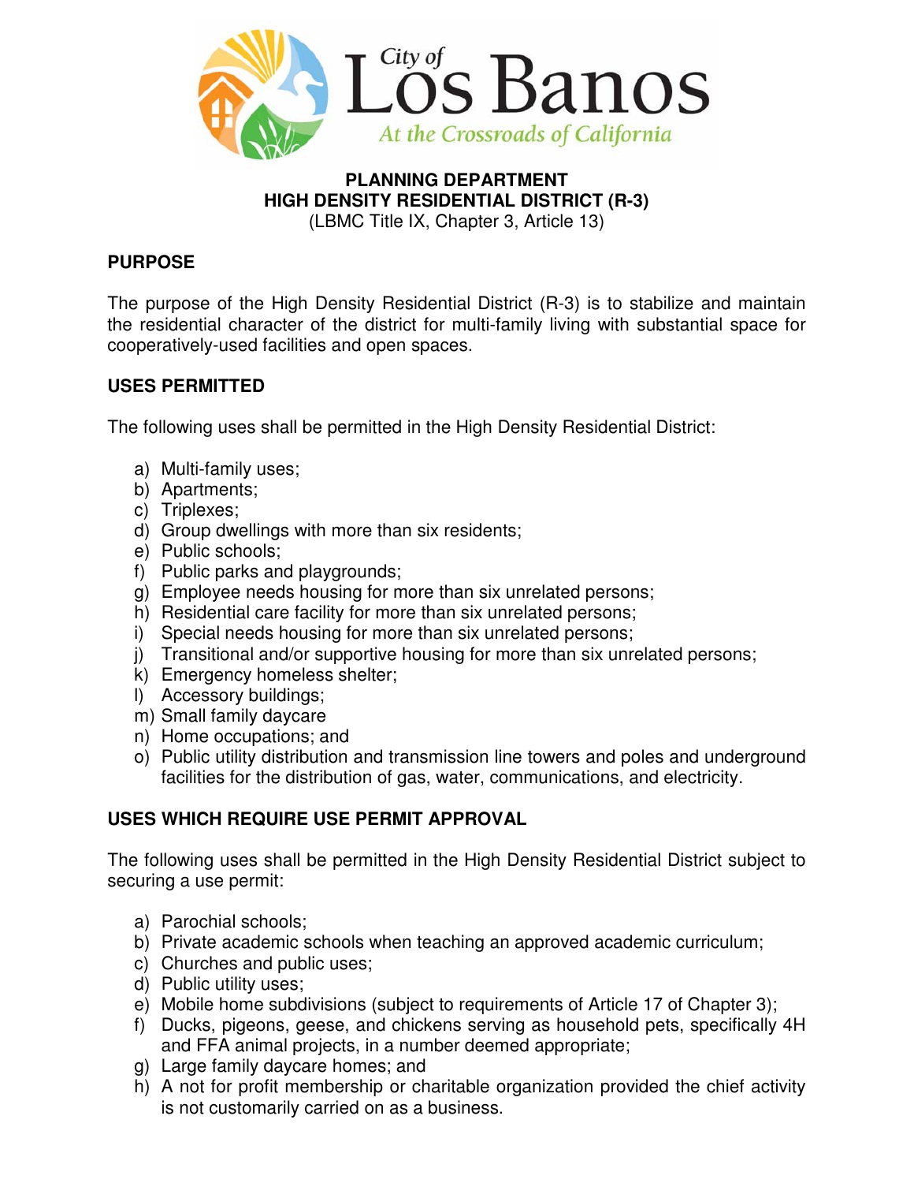City of
# Los Banos
*At the Crossroads of California*

**PLANNING DEPARTMENT**
**HIGH DENSITY RESIDENTIAL DISTRICT (R-3)**
(LBMC Title IX, Chapter 3, Article 13)

## PURPOSE

The purpose of the High Density Residential District (R-3) is to stabilize and maintain the residential character of the district for multi-family living with substantial space for cooperatively-used facilities and open spaces.

## USES PERMITTED

The following uses shall be permitted in the High Density Residential District:

a) Multi-family uses;
b) Apartments;
c) Triplexes;
d) Group dwellings with more than six residents;
e) Public schools;
f) Public parks and playgrounds;
g) Employee needs housing for more than six unrelated persons;
h) Residential care facility for more than six unrelated persons;
i) Special needs housing for more than six unrelated persons;
j) Transitional and/or supportive housing for more than six unrelated persons;
k) Emergency homeless shelter;
l) Accessory buildings;
m) Small family daycare
n) Home occupations; and
o) Public utility distribution and transmission line towers and poles and underground facilities for the distribution of gas, water, communications, and electricity.

## USES WHICH REQUIRE USE PERMIT APPROVAL

The following uses shall be permitted in the High Density Residential District subject to securing a use permit:

a) Parochial schools;
b) Private academic schools when teaching an approved academic curriculum;
c) Churches and public uses;
d) Public utility uses;
e) Mobile home subdivisions (subject to requirements of Article 17 of Chapter 3);
f) Ducks, pigeons, geese, and chickens serving as household pets, specifically 4H and FFA animal projects, in a number deemed appropriate;
g) Large family daycare homes; and
h) A not for profit membership or charitable organization provided the chief activity is not customarily carried on as a business.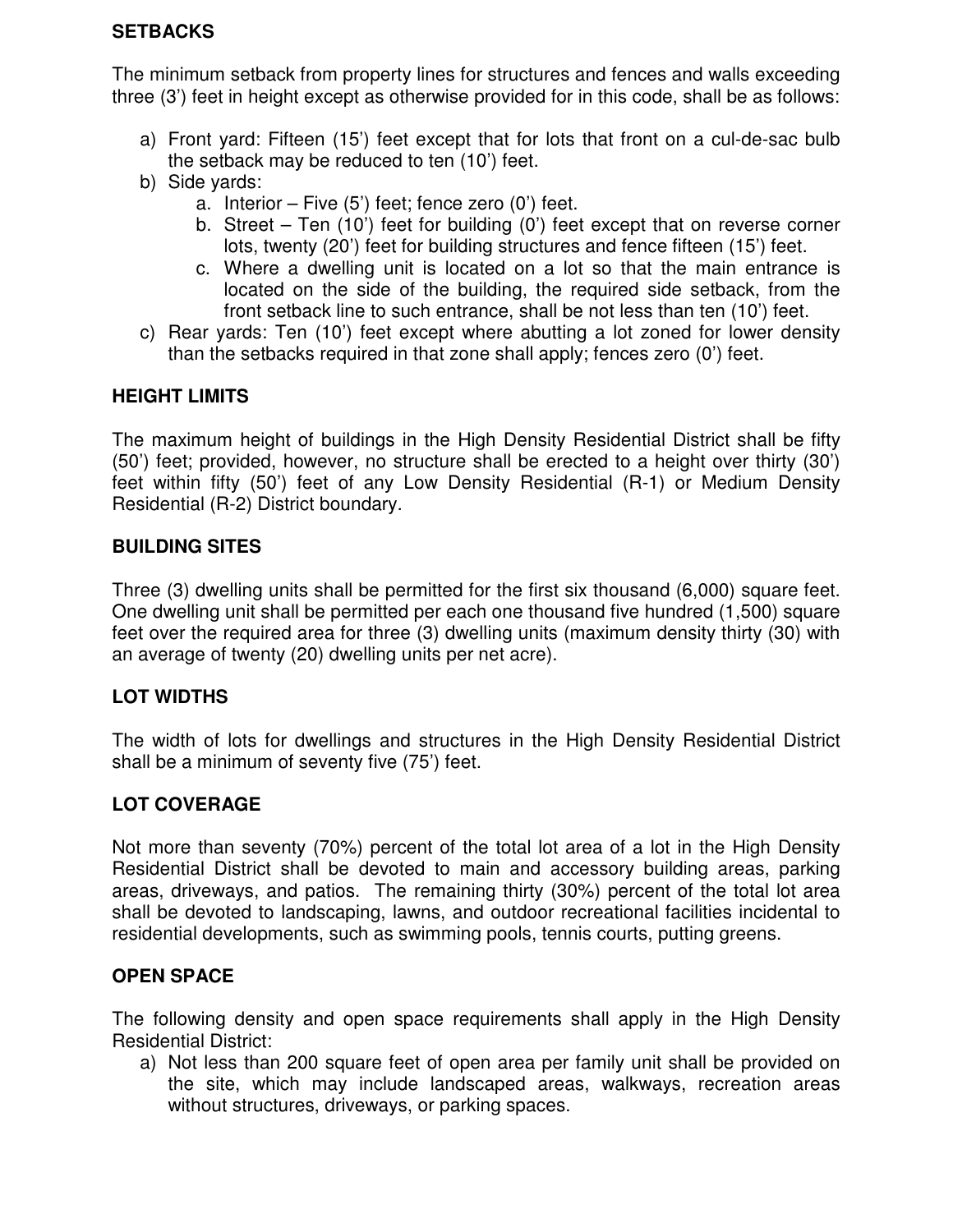**SETBACKS**

The minimum setback from property lines for structures and fences and walls exceeding three (3') feet in height except as otherwise provided for in this code, shall be as follows:

a) Front yard: Fifteen (15') feet except that for lots that front on a cul-de-sac bulb the setback may be reduced to ten (10') feet.
b) Side yards:
    a. Interior – Five (5') feet; fence zero (0') feet.
    b. Street – Ten (10') feet for building (0') feet except that on reverse corner lots, twenty (20') feet for building structures and fence fifteen (15') feet.
    c. Where a dwelling unit is located on a lot so that the main entrance is located on the side of the building, the required side setback, from the front setback line to such entrance, shall be not less than ten (10') feet.
c) Rear yards: Ten (10') feet except where abutting a lot zoned for lower density than the setbacks required in that zone shall apply; fences zero (0') feet.

**HEIGHT LIMITS**

The maximum height of buildings in the High Density Residential District shall be fifty (50') feet; provided, however, no structure shall be erected to a height over thirty (30') feet within fifty (50') feet of any Low Density Residential (R-1) or Medium Density Residential (R-2) District boundary.

**BUILDING SITES**

Three (3) dwelling units shall be permitted for the first six thousand (6,000) square feet. One dwelling unit shall be permitted per each one thousand five hundred (1,500) square feet over the required area for three (3) dwelling units (maximum density thirty (30) with an average of twenty (20) dwelling units per net acre).

**LOT WIDTHS**

The width of lots for dwellings and structures in the High Density Residential District shall be a minimum of seventy five (75') feet.

**LOT COVERAGE**

Not more than seventy (70%) percent of the total lot area of a lot in the High Density Residential District shall be devoted to main and accessory building areas, parking areas, driveways, and patios. The remaining thirty (30%) percent of the total lot area shall be devoted to landscaping, lawns, and outdoor recreational facilities incidental to residential developments, such as swimming pools, tennis courts, putting greens.

**OPEN SPACE**

The following density and open space requirements shall apply in the High Density Residential District:

a) Not less than 200 square feet of open area per family unit shall be provided on the site, which may include landscaped areas, walkways, recreation areas without structures, driveways, or parking spaces.